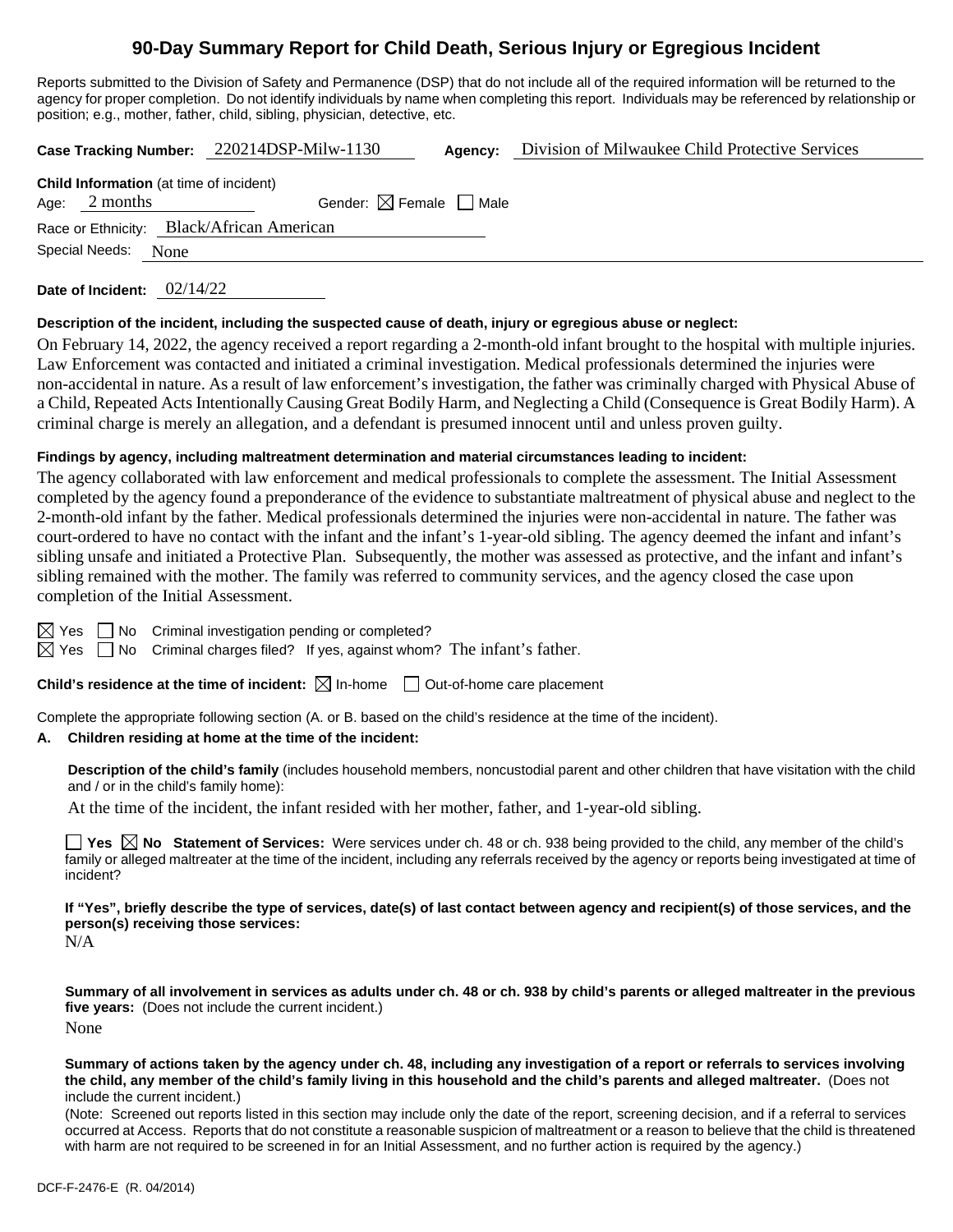# 90-Day Summary Report for Child Death, Serious Injury or Egregious Incident

Reports submitted to the Division of Safety and Permanence (DSP) that do not include all of the required information will be returned to the agency for proper completion. Do not identify individuals by name when completing this report. Individuals may be referenced by relationship or position; e.g., mother, father, child, sibling, physician, detective, etc.

**Case Tracking Number:** 220214DSP-Milw-1130 **Agency:** Division of Milwaukee Child Protective Services

**Child Information** (at time of incident)
Age: 2 months Gender: ☒ Female ☐ Male
Race or Ethnicity: Black/African American
Special Needs: None

**Date of Incident:** 02/14/22

**Description of the incident, including the suspected cause of death, injury or egregious abuse or neglect:**

On February 14, 2022, the agency received a report regarding a 2-month-old infant brought to the hospital with multiple injuries. Law Enforcement was contacted and initiated a criminal investigation. Medical professionals determined the injuries were non-accidental in nature. As a result of law enforcement's investigation, the father was criminally charged with Physical Abuse of a Child, Repeated Acts Intentionally Causing Great Bodily Harm, and Neglecting a Child (Consequence is Great Bodily Harm). A criminal charge is merely an allegation, and a defendant is presumed innocent until and unless proven guilty.

**Findings by agency, including maltreatment determination and material circumstances leading to incident:**

The agency collaborated with law enforcement and medical professionals to complete the assessment. The Initial Assessment completed by the agency found a preponderance of the evidence to substantiate maltreatment of physical abuse and neglect to the 2-month-old infant by the father. Medical professionals determined the injuries were non-accidental in nature. The father was court-ordered to have no contact with the infant and the infant's 1-year-old sibling. The agency deemed the infant and infant's sibling unsafe and initiated a Protective Plan. Subsequently, the mother was assessed as protective, and the infant and infant's sibling remained with the mother. The family was referred to community services, and the agency closed the case upon completion of the Initial Assessment.

☒ Yes ☐ No Criminal investigation pending or completed?
☒ Yes ☐ No Criminal charges filed? If yes, against whom? The infant's father.

**Child's residence at the time of incident:** ☒ In-home ☐ Out-of-home care placement

Complete the appropriate following section (A. or B. based on the child's residence at the time of the incident).

**A. Children residing at home at the time of the incident:**

**Description of the child's family** (includes household members, noncustodial parent and other children that have visitation with the child and / or in the child's family home):

At the time of the incident, the infant resided with her mother, father, and 1-year-old sibling.

☐ **Yes** ☒ **No Statement of Services:** Were services under ch. 48 or ch. 938 being provided to the child, any member of the child's family or alleged maltreater at the time of the incident, including any referrals received by the agency or reports being investigated at time of incident?

**If "Yes", briefly describe the type of services, date(s) of last contact between agency and recipient(s) of those services, and the person(s) receiving those services:**

N/A

**Summary of all involvement in services as adults under ch. 48 or ch. 938 by child's parents or alleged maltreater in the previous five years:** (Does not include the current incident.)

None

**Summary of actions taken by the agency under ch. 48, including any investigation of a report or referrals to services involving the child, any member of the child's family living in this household and the child's parents and alleged maltreater.** (Does not include the current incident.)

(Note: Screened out reports listed in this section may include only the date of the report, screening decision, and if a referral to services occurred at Access. Reports that do not constitute a reasonable suspicion of maltreatment or a reason to believe that the child is threatened with harm are not required to be screened in for an Initial Assessment, and no further action is required by the agency.)

DCF-F-2476-E (R. 04/2014)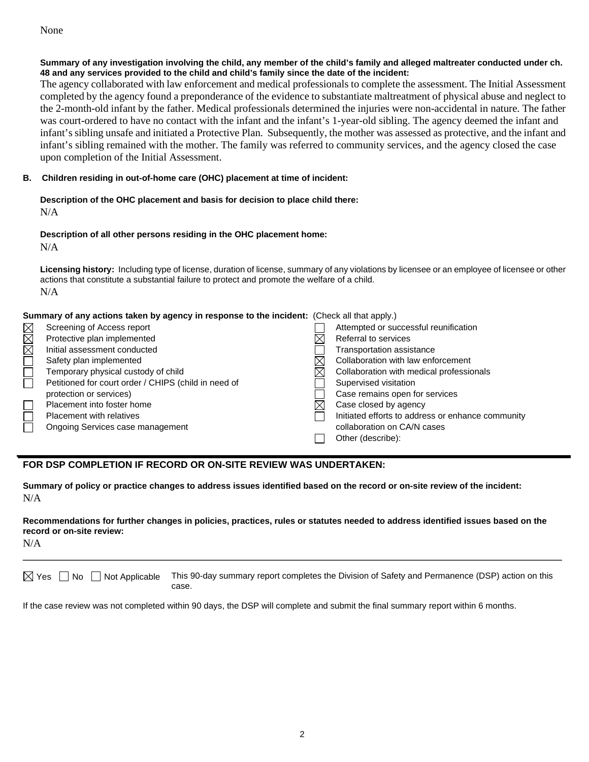None

**Summary of any investigation involving the child, any member of the child's family and alleged maltreater conducted under ch. 48 and any services provided to the child and child's family since the date of the incident:**

The agency collaborated with law enforcement and medical professionals to complete the assessment. The Initial Assessment completed by the agency found a preponderance of the evidence to substantiate maltreatment of physical abuse and neglect to the 2-month-old infant by the father. Medical professionals determined the injuries were non-accidental in nature. The father was court-ordered to have no contact with the infant and the infant's 1-year-old sibling. The agency deemed the infant and infant's sibling unsafe and initiated a Protective Plan. Subsequently, the mother was assessed as protective, and the infant and infant's sibling remained with the mother. The family was referred to community services, and the agency closed the case upon completion of the Initial Assessment.

**B. Children residing in out-of-home care (OHC) placement at time of incident:**

**Description of the OHC placement and basis for decision to place child there:**

N/A

**Description of all other persons residing in the OHC placement home:**

N/A

**Licensing history:** Including type of license, duration of license, summary of any violations by licensee or an employee of licensee or other actions that constitute a substantial failure to protect and promote the welfare of a child.

N/A

**Summary of any actions taken by agency in response to the incident:** (Check all that apply.)

- [x] Screening of Access report
- [x] Protective plan implemented
- [x] Initial assessment conducted
- [ ] Safety plan implemented
- [ ] Temporary physical custody of child
- [ ] Petitioned for court order / CHIPS (child in need of protection or services)
- [ ] Placement into foster home
- [ ] Placement with relatives
- [ ] Ongoing Services case management
- [ ] Attempted or successful reunification
- [x] Referral to services
- [ ] Transportation assistance
- [x] Collaboration with law enforcement
- [x] Collaboration with medical professionals
- [ ] Supervised visitation
- [ ] Case remains open for services
- [x] Case closed by agency
- [ ] Initiated efforts to address or enhance community collaboration on CA/N cases
- [ ] Other (describe):

## FOR DSP COMPLETION IF RECORD OR ON-SITE REVIEW WAS UNDERTAKEN:

**Summary of policy or practice changes to address issues identified based on the record or on-site review of the incident:**

N/A

**Recommendations for further changes in policies, practices, rules or statutes needed to address identified issues based on the record or on-site review:**

N/A

---

[x] Yes [ ] No [ ] Not Applicable This 90-day summary report completes the Division of Safety and Permanence (DSP) action on this case.

If the case review was not completed within 90 days, the DSP will complete and submit the final summary report within 6 months.